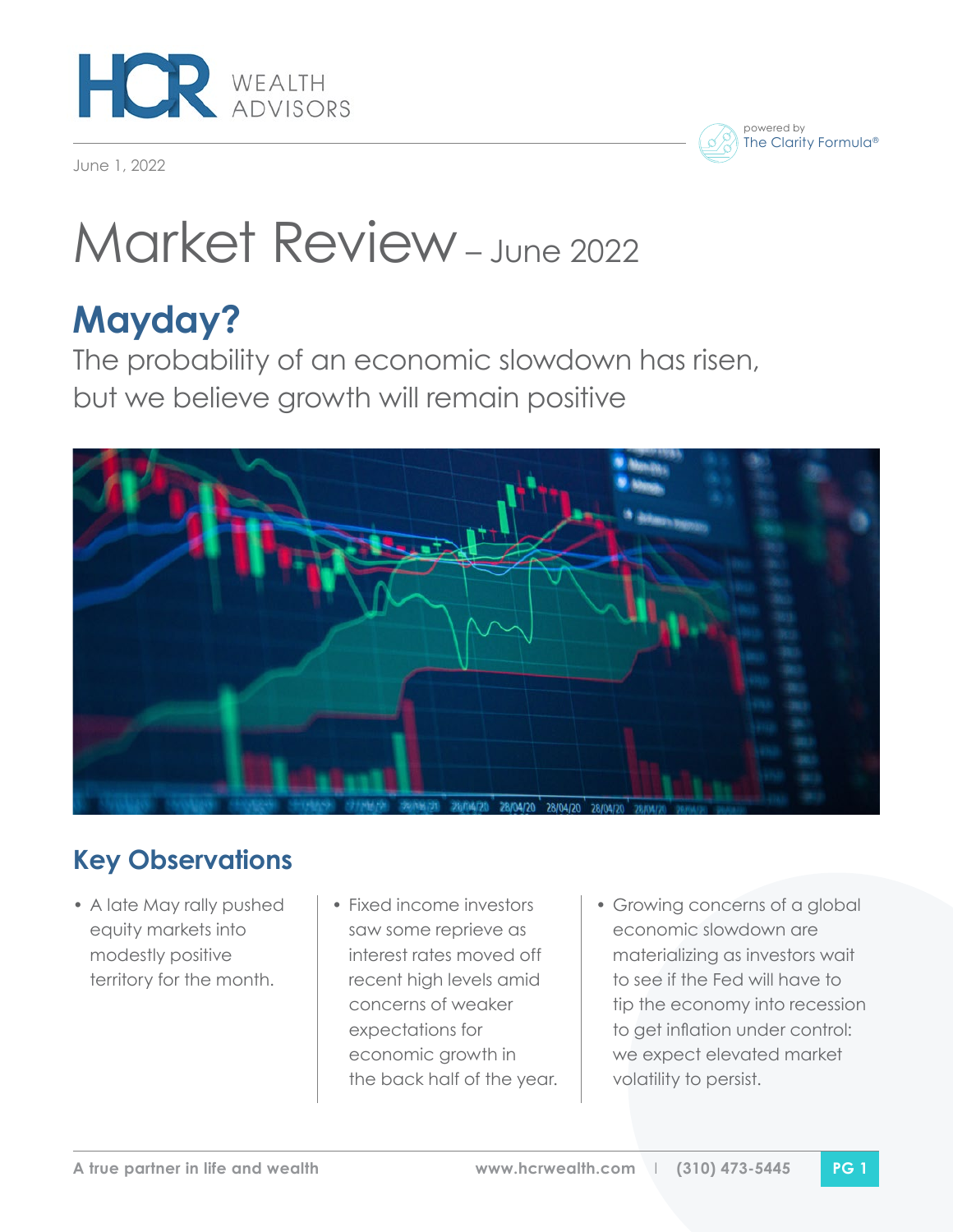HCR WEALTH ADVISORS

powered by The Clarity Formula®

June 1, 2022

# Market Review – June 2022

## Mayday?

The probability of an economic slowdown has risen, but we believe growth will remain positive

## Key Observations

- A late May rally pushed equity markets into modestly positive territory for the month.
- Fixed income investors saw some reprieve as interest rates moved off recent high levels amid concerns of weaker expectations for economic growth in the back half of the year.
- Growing concerns of a global economic slowdown are materializing as investors wait to see if the Fed will have to tip the economy into recession to get inflation under control: we expect elevated market volatility to persist.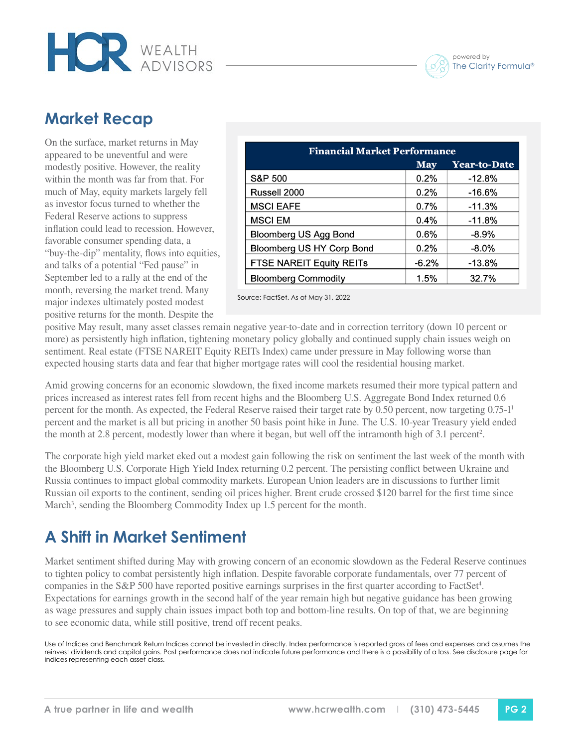## Market Recap

| Financial Market Performance | | |
|---|---|---|
| | May | Year-to-Date |
| S&P 500 | 0.2% | -12.8% |
| Russell 2000 | 0.2% | -16.6% |
| MSCI EAFE | 0.7% | -11.3% |
| MSCI EM | 0.4% | -11.8% |
| Bloomberg US Agg Bond | 0.6% | -8.9% |
| Bloomberg US HY Corp Bond | 0.2% | -8.0% |
| FTSE NAREIT Equity REITs | -6.2% | -13.8% |
| Bloomberg Commodity | 1.5% | 32.7% |

Source: FactSet. As of May 31, 2022

On the surface, market returns in May appeared to be uneventful and were modestly positive. However, the reality within the month was far from that. For much of May, equity markets largely fell as investor focus turned to whether the Federal Reserve actions to suppress inflation could lead to recession. However, favorable consumer spending data, a "buy-the-dip" mentality, flows into equities, and talks of a potential "Fed pause" in September led to a rally at the end of the month, reversing the market trend. Many major indexes ultimately posted modest positive returns for the month. Despite the positive May result, many asset classes remain negative year-to-date and in correction territory (down 10 percent or more) as persistently high inflation, tightening monetary policy globally and continued supply chain issues weigh on sentiment. Real estate (FTSE NAREIT Equity REITs Index) came under pressure in May following worse than expected housing starts data and fear that higher mortgage rates will cool the residential housing market.

Amid growing concerns for an economic slowdown, the fixed income markets resumed their more typical pattern and prices increased as interest rates fell from recent highs and the Bloomberg U.S. Aggregate Bond Index returned 0.6 percent for the month. As expected, the Federal Reserve raised their target rate by 0.50 percent, now targeting 0.75-1[1] percent and the market is all but pricing in another 50 basis point hike in June. The U.S. 10-year Treasury yield ended the month at 2.8 percent, modestly lower than where it began, but well off the intramonth high of 3.1 percent[2].

The corporate high yield market eked out a modest gain following the risk on sentiment the last week of the month with the Bloomberg U.S. Corporate High Yield Index returning 0.2 percent. The persisting conflict between Ukraine and Russia continues to impact global commodity markets. European Union leaders are in discussions to further limit Russian oil exports to the continent, sending oil prices higher. Brent crude crossed $120 barrel for the first time since March[3], sending the Bloomberg Commodity Index up 1.5 percent for the month.

## A Shift in Market Sentiment

Market sentiment shifted during May with growing concern of an economic slowdown as the Federal Reserve continues to tighten policy to combat persistently high inflation. Despite favorable corporate fundamentals, over 77 percent of companies in the S&P 500 have reported positive earnings surprises in the first quarter according to FactSet[4]. Expectations for earnings growth in the second half of the year remain high but negative guidance has been growing as wage pressures and supply chain issues impact both top and bottom-line results. On top of that, we are beginning to see economic data, while still positive, trend off recent peaks.

Use of Indices and Benchmark Return Indices cannot be invested in directly. Index performance is reported gross of fees and expenses and assumes the reinvest dividends and capital gains. Past performance does not indicate future performance and there is a possibility of a loss. See disclosure page for indices representing each asset class.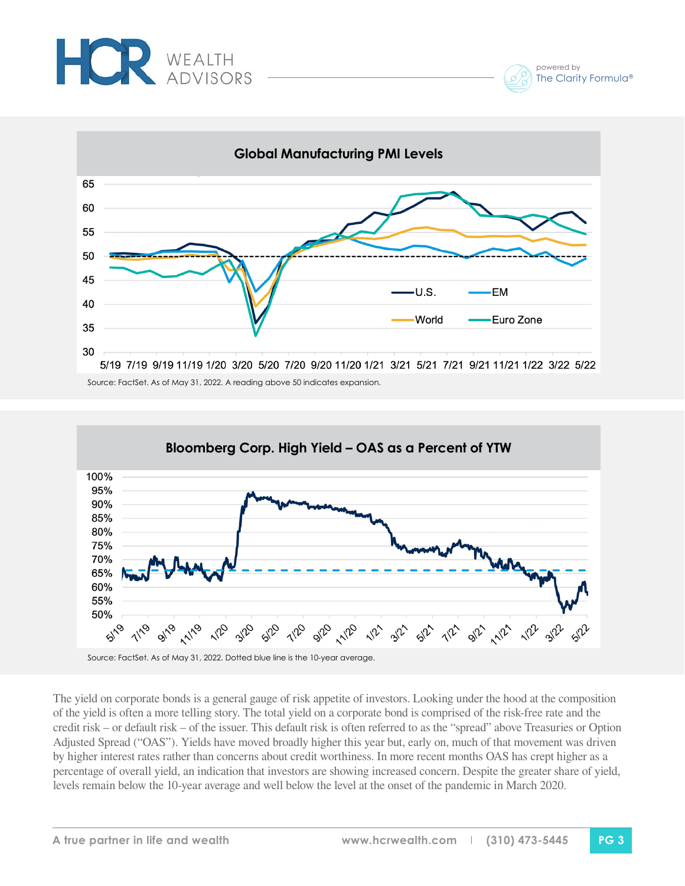## Global Manufacturing PMI Levels

Source: FactSet. As of May 31, 2022. A reading above 50 indicates expansion.

## Bloomberg Corp. High Yield – OAS as a Percent of YTW

Source: FactSet. As of May 31, 2022. Dotted blue line is the 10-year average.

The yield on corporate bonds is a general gauge of risk appetite of investors. Looking under the hood at the composition of the yield is often a more telling story. The total yield on a corporate bond is comprised of the risk-free rate and the credit risk – or default risk – of the issuer. This default risk is often referred to as the "spread" above Treasuries or Option Adjusted Spread ("OAS"). Yields have moved broadly higher this year but, early on, much of that movement was driven by higher interest rates rather than concerns about credit worthiness. In more recent months OAS has crept higher as a percentage of overall yield, an indication that investors are showing increased concern. Despite the greater share of yield, levels remain below the 10-year average and well below the level at the onset of the pandemic in March 2020.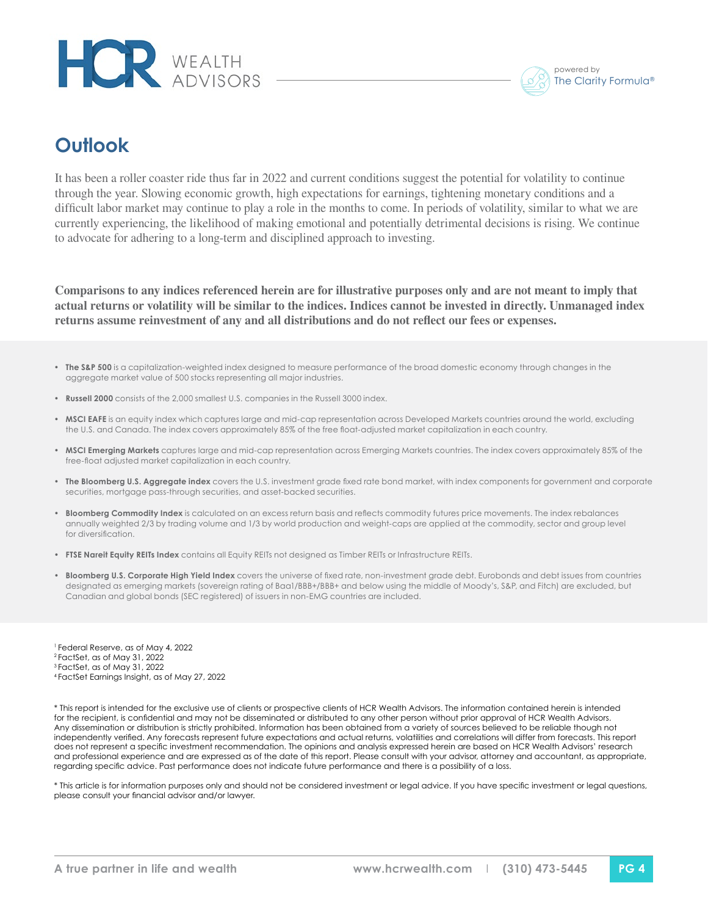## Outlook

It has been a roller coaster ride thus far in 2022 and current conditions suggest the potential for volatility to continue through the year. Slowing economic growth, high expectations for earnings, tightening monetary conditions and a difficult labor market may continue to play a role in the months to come. In periods of volatility, similar to what we are currently experiencing, the likelihood of making emotional and potentially detrimental decisions is rising. We continue to advocate for adhering to a long-term and disciplined approach to investing.

**Comparisons to any indices referenced herein are for illustrative purposes only and are not meant to imply that actual returns or volatility will be similar to the indices. Indices cannot be invested in directly. Unmanaged index returns assume reinvestment of any and all distributions and do not reflect our fees or expenses.**

- **The S&P 500** is a capitalization-weighted index designed to measure performance of the broad domestic economy through changes in the aggregate market value of 500 stocks representing all major industries.
- **Russell 2000** consists of the 2,000 smallest U.S. companies in the Russell 3000 index.
- **MSCI EAFE** is an equity index which captures large and mid-cap representation across Developed Markets countries around the world, excluding the U.S. and Canada. The index covers approximately 85% of the free float-adjusted market capitalization in each country.
- **MSCI Emerging Markets** captures large and mid-cap representation across Emerging Markets countries. The index covers approximately 85% of the free-float adjusted market capitalization in each country.
- **The Bloomberg U.S. Aggregate index** covers the U.S. investment grade fixed rate bond market, with index components for government and corporate securities, mortgage pass-through securities, and asset-backed securities.
- **Bloomberg Commodity Index** is calculated on an excess return basis and reflects commodity futures price movements. The index rebalances annually weighted 2/3 by trading volume and 1/3 by world production and weight-caps are applied at the commodity, sector and group level for diversification.
- **FTSE Nareit Equity REITs Index** contains all Equity REITs not designed as Timber REITs or Infrastructure REITs.
- **Bloomberg U.S. Corporate High Yield Index** covers the universe of fixed rate, non-investment grade debt. Eurobonds and debt issues from countries designated as emerging markets (sovereign rating of Baa1/BBB+/BBB+ and below using the middle of Moody's, S&P, and Fitch) are excluded, but Canadian and global bonds (SEC registered) of issuers in non-EMG countries are included.

[1] Federal Reserve, as of May 4, 2022
[2] FactSet, as of May 31, 2022
[3] FactSet, as of May 31, 2022
[4] FactSet Earnings Insight, as of May 27, 2022

* This report is intended for the exclusive use of clients or prospective clients of HCR Wealth Advisors. The information contained herein is intended for the recipient, is confidential and may not be disseminated or distributed to any other person without prior approval of HCR Wealth Advisors. Any dissemination or distribution is strictly prohibited. Information has been obtained from a variety of sources believed to be reliable though not independently verified. Any forecasts represent future expectations and actual returns, volatilities and correlations will differ from forecasts. This report does not represent a specific investment recommendation. The opinions and analysis expressed herein are based on HCR Wealth Advisors' research and professional experience and are expressed as of the date of this report. Please consult with your advisor, attorney and accountant, as appropriate, regarding specific advice. Past performance does not indicate future performance and there is a possibility of a loss.

* This article is for information purposes only and should not be considered investment or legal advice. If you have specific investment or legal questions, please consult your financial advisor and/or lawyer.